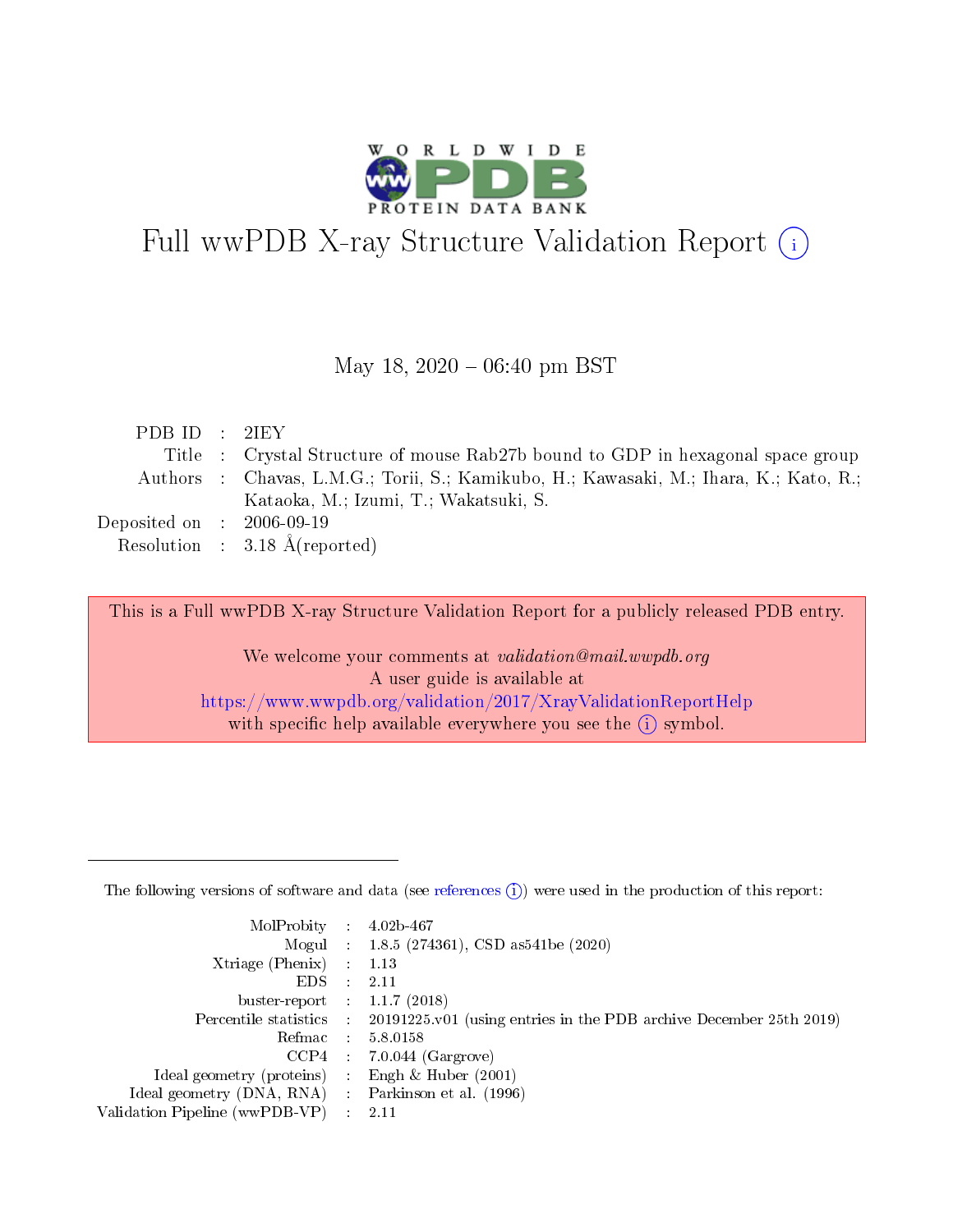# Full wwPDB X-ray Structure Validation Report (i)

May 18, 2020 – 06:40 pm BST

| | | |
|---|---|---|
| PDB ID | : | 2IEY |
| Title | : | Crystal Structure of mouse Rab27b bound to GDP in hexagonal space group |
| Authors | : | Chavas, L.M.G.; Torii, S.; Kamikubo, H.; Kawasaki, M.; Ihara, K.; Kato, R.; Kataoka, M.; Izumi, T.; Wakatsuki, S. |
| Deposited on | : | 2006-09-19 |
| Resolution | : | 3.18 Å(reported) |

This is a Full wwPDB X-ray Structure Validation Report for a publicly released PDB entry.

We welcome your comments at *validation@mail.wwpdb.org*
A user guide is available at
https://www.wwpdb.org/validation/2017/XrayValidationReportHelp
with specific help available everywhere you see the (i) symbol.

---

The following versions of software and data (see references (i)) were used in the production of this report:

| | | |
|---|---|---|
| MolProbity | : | 4.02b-467 |
| Mogul | : | 1.8.5 (274361), CSD as541be (2020) |
| Xtriage (Phenix) | : | 1.13 |
| EDS | : | 2.11 |
| buster-report | : | 1.1.7 (2018) |
| Percentile statistics | : | 20191225.v01 (using entries in the PDB archive December 25th 2019) |
| Refmac | : | 5.8.0158 |
| CCP4 | : | 7.0.044 (Gargrove) |
| Ideal geometry (proteins) | : | Engh & Huber (2001) |
| Ideal geometry (DNA, RNA) | : | Parkinson et al. (1996) |
| Validation Pipeline (wwPDB-VP) | : | 2.11 |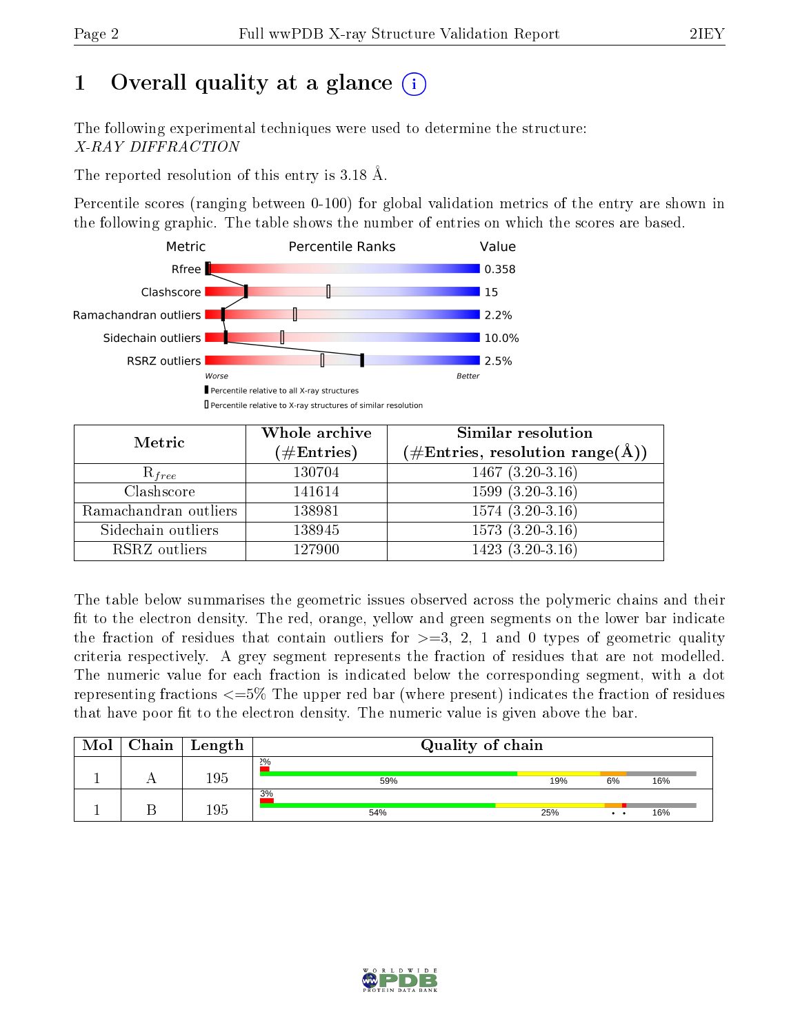# 1 Overall quality at a glance (i)

The following experimental techniques were used to determine the structure:
*X-RAY DIFFRACTION*

The reported resolution of this entry is 3.18 Å.

Percentile scores (ranging between 0-100) for global validation metrics of the entry are shown in the following graphic. The table shows the number of entries on which the scores are based.

| Metric | Value |
|---|---|
| Rfree | 0.358 |
| Clashscore | 15 |
| Ramachandran outliers | 2.2% |
| Sidechain outliers | 10.0% |
| RSRZ outliers | 2.5% |

Worse — Better

Percentile relative to all X-ray structures

Percentile relative to X-ray structures of similar resolution

| Metric | Whole archive (#Entries) | Similar resolution (#Entries, resolution range(Å)) |
|---|---|---|
| $R_{free}$ | 130704 | 1467 (3.20-3.16) |
| Clashscore | 141614 | 1599 (3.20-3.16) |
| Ramachandran outliers | 138981 | 1574 (3.20-3.16) |
| Sidechain outliers | 138945 | 1573 (3.20-3.16) |
| RSRZ outliers | 127900 | 1423 (3.20-3.16) |

The table below summarises the geometric issues observed across the polymeric chains and their fit to the electron density. The red, orange, yellow and green segments on the lower bar indicate the fraction of residues that contain outliers for >=3, 2, 1 and 0 types of geometric quality criteria respectively. A grey segment represents the fraction of residues that are not modelled. The numeric value for each fraction is indicated below the corresponding segment, with a dot representing fractions <=5% The upper red bar (where present) indicates the fraction of residues that have poor fit to the electron density. The numeric value is given above the bar.

| Mol | Chain | Length | Quality of chain |
|---|---|---|---|
| 1 | A | 195 | 2%; 59% 19% 6% 16% |
| 1 | B | 195 | 3%; 54% 25% • • 16% |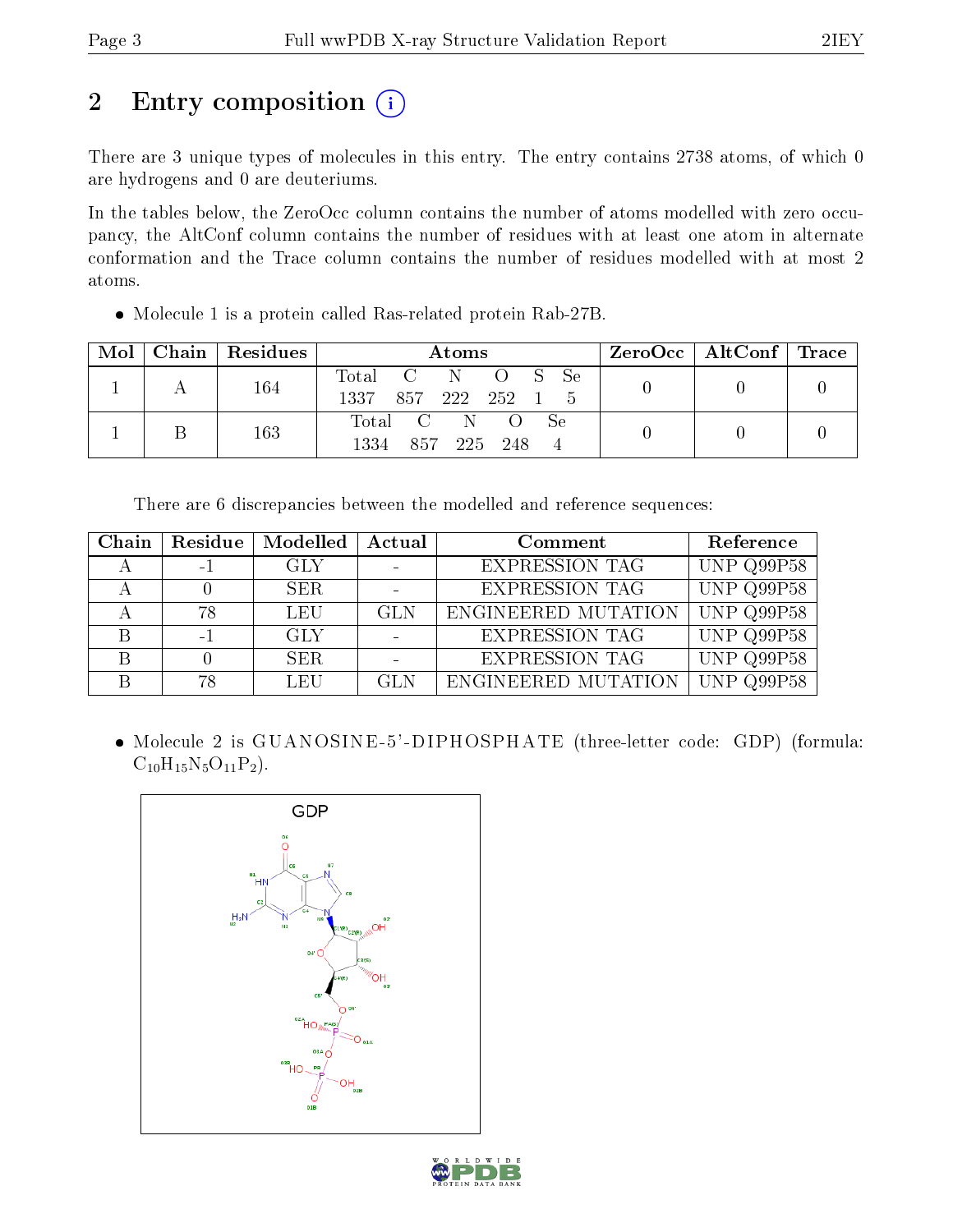# 2 Entry composition

There are 3 unique types of molecules in this entry. The entry contains 2738 atoms, of which 0 are hydrogens and 0 are deuteriums.

In the tables below, the ZeroOcc column contains the number of atoms modelled with zero occupancy, the AltConf column contains the number of residues with at least one atom in alternate conformation and the Trace column contains the number of residues modelled with at most 2 atoms.

- Molecule 1 is a protein called Ras-related protein Rab-27B.

| Mol | Chain | Residues | Atoms | | | | | | ZeroOcc | AltConf | Trace |
|---|---|---|---|---|---|---|---|---|---|---|---|
| 1 | A | 164 | Total 1337 | C 857 | N 222 | O 252 | S 1 | Se 5 | 0 | 0 | 0 |
| 1 | B | 163 | Total 1334 | C 857 | N 225 | O 248 | Se 4 | | 0 | 0 | 0 |

There are 6 discrepancies between the modelled and reference sequences:

| Chain | Residue | Modelled | Actual | Comment | Reference |
|---|---|---|---|---|---|
| A | -1 | GLY | - | EXPRESSION TAG | UNP Q99P58 |
| A | 0 | SER | - | EXPRESSION TAG | UNP Q99P58 |
| A | 78 | LEU | GLN | ENGINEERED MUTATION | UNP Q99P58 |
| B | -1 | GLY | - | EXPRESSION TAG | UNP Q99P58 |
| B | 0 | SER | - | EXPRESSION TAG | UNP Q99P58 |
| B | 78 | LEU | GLN | ENGINEERED MUTATION | UNP Q99P58 |

- Molecule 2 is GUANOSINE-5'-DIPHOSPHATE (three-letter code: GDP) (formula: $C_{10}H_{15}N_5O_{11}P_2$).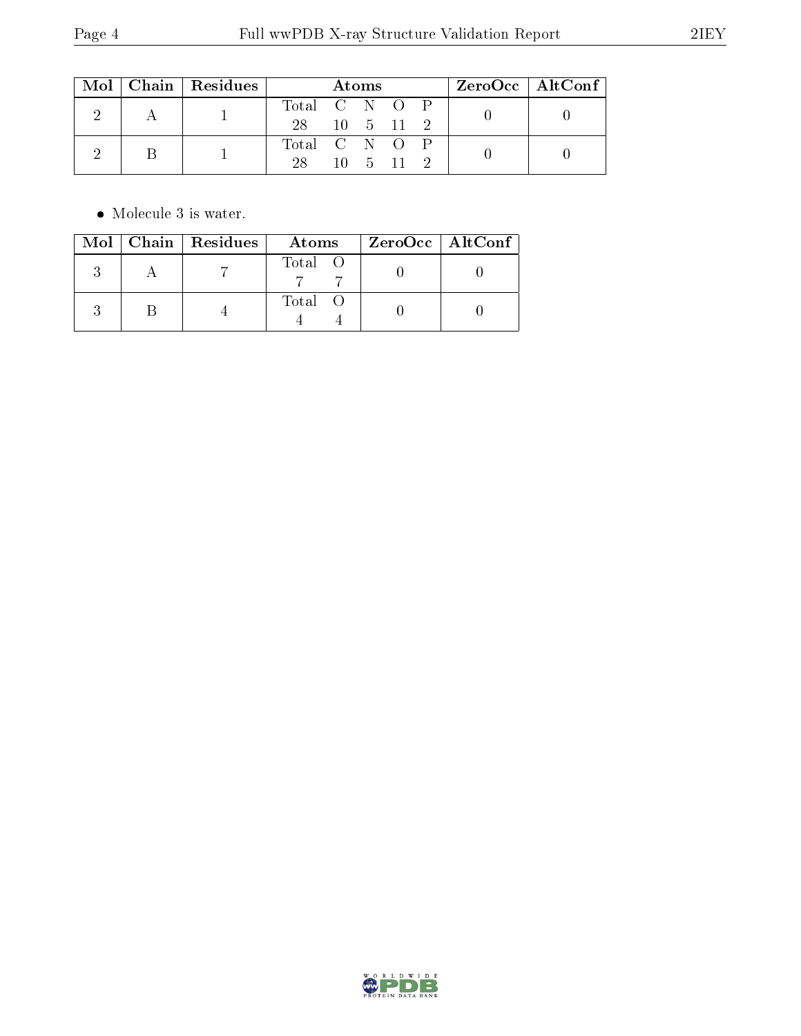| Mol | Chain | Residues | Atoms | | | | | ZeroOcc | AltConf |
|---|---|---|---|---|---|---|---|---|---|
| | | | Total | C | N | O | P | | |
| 2 | A | 1 | 28 | 10 | 5 | 11 | 2 | 0 | 0 |
| 2 | B | 1 | 28 | 10 | 5 | 11 | 2 | 0 | 0 |

- Molecule 3 is water.

| Mol | Chain | Residues | Atoms | | ZeroOcc | AltConf |
|---|---|---|---|---|---|---|
| | | | Total | O | | |
| 3 | A | 7 | 7 | 7 | 0 | 0 |
| 3 | B | 4 | 4 | 4 | 0 | 0 |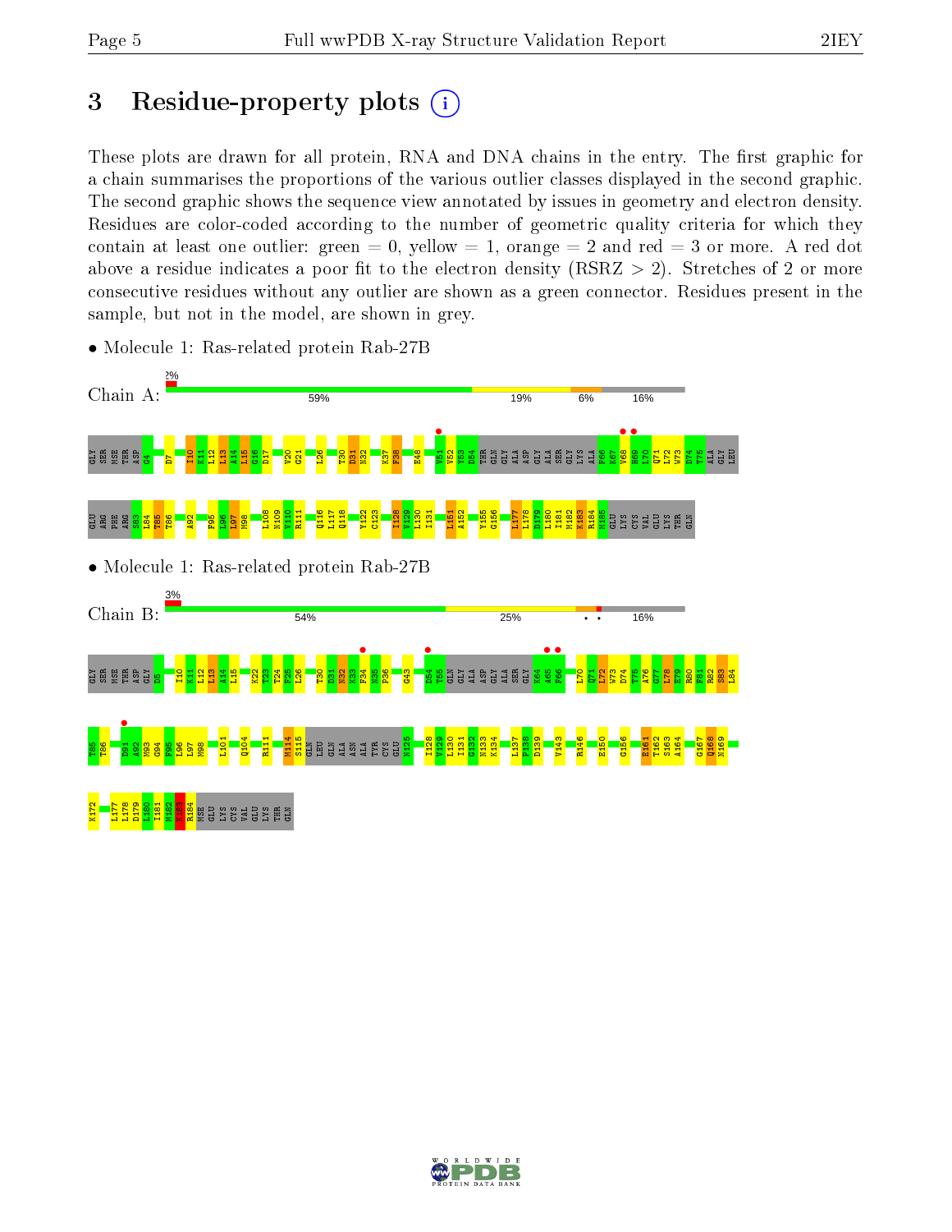# 3 Residue-property plots

These plots are drawn for all protein, RNA and DNA chains in the entry. The first graphic for a chain summarises the proportions of the various outlier classes displayed in the second graphic. The second graphic shows the sequence view annotated by issues in geometry and electron density. Residues are color-coded according to the number of geometric quality criteria for which they contain at least one outlier: green = 0, yellow = 1, orange = 2 and red = 3 or more. A red dot above a residue indicates a poor fit to the electron density (RSRZ > 2). Stretches of 2 or more consecutive residues without any outlier are shown as a green connector. Residues present in the sample, but not in the model, are shown in grey.

- Molecule 1: Ras-related protein Rab-27B

Chain A: 2% | 59% | 19% | 6% | 16%

GLY SER MSE THR ASP G4 D7 I10 K11 L12 L13 A14 L15 G16 D17 V20 G21 L26 T30 D31 N32 K37 F38 E48 V51 V52 Y53 D54 THR GLN GLY ALA ASP GLY ALA SER GLY LYS ALA F66 K67 V68 H69 L70 Q71 L72 W73 D74 T75 ALA GLY LEU GLU ARG PHE ARG S83 L84 T85 T86 A92 F95 L96 L97 M98 L108 M109 V110 R111 Q116 L117 Q118 Y122 C123 I128 V129 L130 I131 L151 A152 Y155 G156 L177 L178 D179 L180 I181 M182 K183 R184 M185 GLU LYS CYS VAL GLU LYS THR GLN

- Molecule 1: Ras-related protein Rab-27B

Chain B: 3% | 54% | 25% | 16%

GLY SER MSE THR ASP GLY D5 I10 K11 L12 L13 A14 L15 K22 T23 T24 F25 L26 T30 D31 N32 K33 F34 N35 P36 G43 D54 T55 GLN GLY ALA ASP GLY ALA SER GLY K64 A65 F66 L70 Q71 L72 W73 D74 T75 A76 G77 L78 E79 R80 F81 R82 S83 L84 T85 T86 D91 A92 M93 G94 F95 L96 L97 M98 L101 Q104 R111 M114 S115 GLN LEU GLN ALA ASN ALA TYR CYS GLU N125 I128 V129 L130 I131 G132 N133 K134 L137 P138 D139 V143 R146 E150 G156 E161 T162 S163 A164 G167 Q168 N169 K172 L177 L178 D179 L180 I181 M182 K183 R184 MSE GLU LYS CYS VAL GLU LYS THR GLN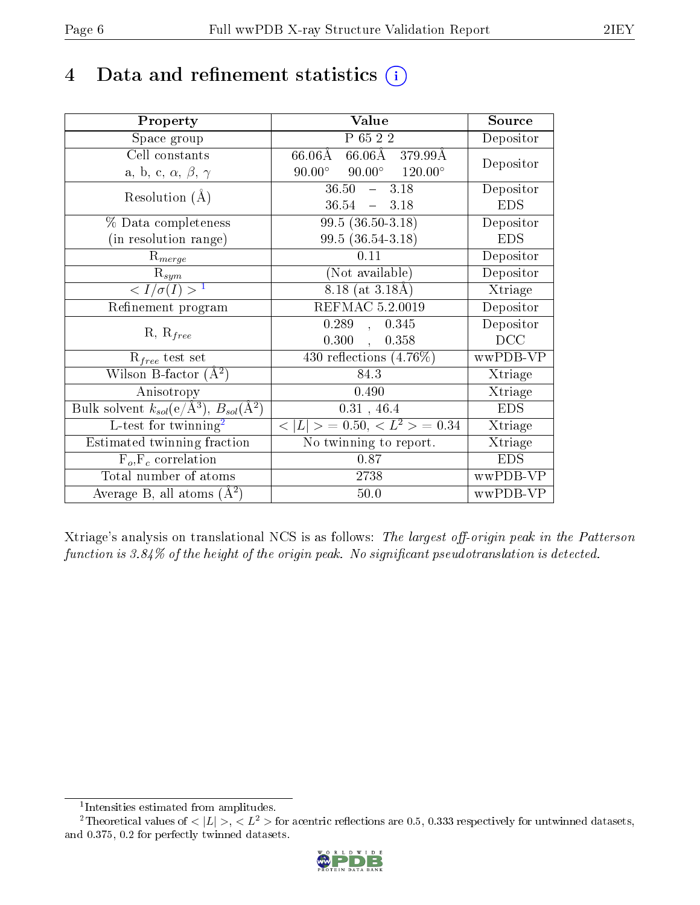# 4 Data and refinement statistics

| Property | Value | Source |
|---|---|---|
| Space group | P 65 2 2 | Depositor |
| Cell constants<br>a, b, c, $\alpha$, $\beta$, $\gamma$ | 66.06Å 66.06Å 379.99Å<br>90.00° 90.00° 120.00° | Depositor |
| Resolution (Å) | 36.50 – 3.18<br>36.54 – 3.18 | Depositor<br>EDS |
| % Data completeness<br>(in resolution range) | 99.5 (36.50-3.18)<br>99.5 (36.54-3.18) | Depositor<br>EDS |
| $R_{merge}$ | 0.11 | Depositor |
| $R_{sym}$ | (Not available) | Depositor |
| $< I/\sigma(I) >$ [1] | 8.18 (at 3.18Å) | Xtriage |
| Refinement program | REFMAC 5.2.0019 | Depositor |
| R, $R_{free}$ | 0.289 , 0.345<br>0.300 , 0.358 | Depositor<br>DCC |
| $R_{free}$ test set | 430 reflections (4.76%) | wwPDB-VP |
| Wilson B-factor (Å$^2$) | 84.3 | Xtriage |
| Anisotropy | 0.490 | Xtriage |
| Bulk solvent $k_{sol}$(e/Å$^3$), $B_{sol}$(Å$^2$) | 0.31 , 46.4 | EDS |
| L-test for twinning[2] | $< \lvert L \rvert >$ = 0.50, $< L^2 >$ = 0.34 | Xtriage |
| Estimated twinning fraction | No twinning to report. | Xtriage |
| $F_o$,$F_c$ correlation | 0.87 | EDS |
| Total number of atoms | 2738 | wwPDB-VP |
| Average B, all atoms (Å$^2$) | 50.0 | wwPDB-VP |

Xtriage's analysis on translational NCS is as follows: *The largest off-origin peak in the Patterson function is 3.84% of the height of the origin peak. No significant pseudotranslation is detected.*

[1] Intensities estimated from amplitudes.

[2] Theoretical values of $< \lvert L \rvert >$, $< L^2 >$ for acentric reflections are 0.5, 0.333 respectively for untwinned datasets, and 0.375, 0.2 for perfectly twinned datasets.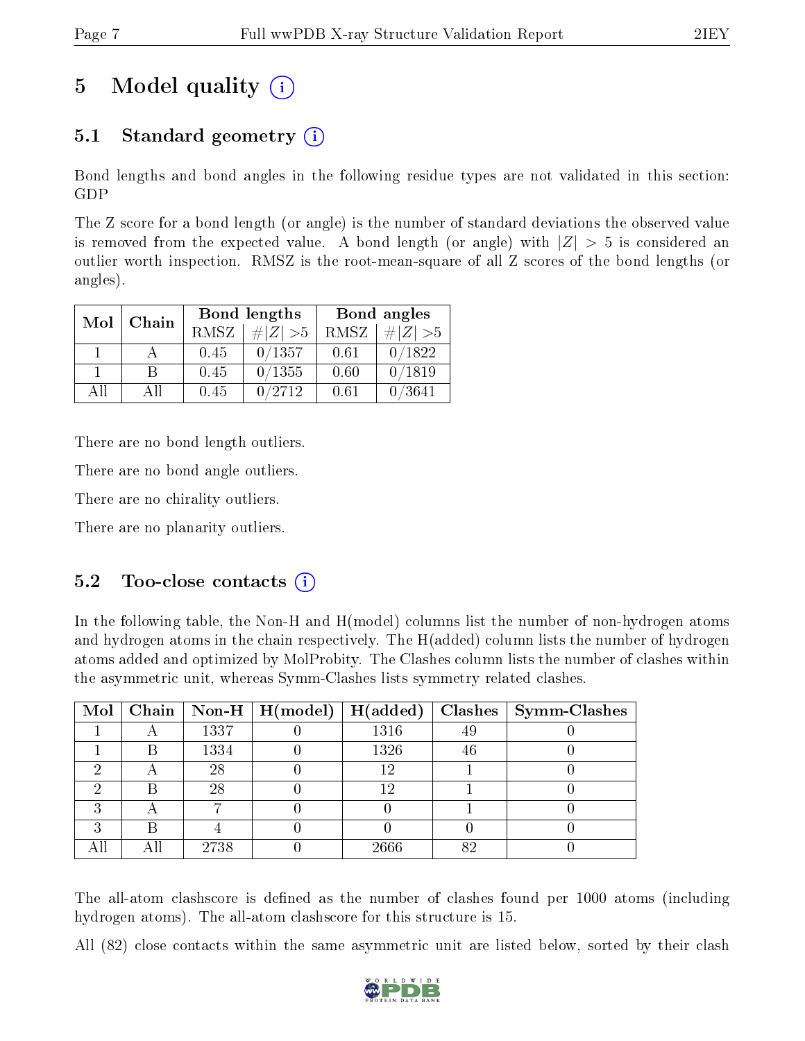# 5 Model quality

## 5.1 Standard geometry

Bond lengths and bond angles in the following residue types are not validated in this section: GDP

The Z score for a bond length (or angle) is the number of standard deviations the observed value is removed from the expected value. A bond length (or angle) with $|Z| > 5$ is considered an outlier worth inspection. RMSZ is the root-mean-square of all Z scores of the bond lengths (or angles).

| Mol | Chain | Bond lengths | | Bond angles | |
|---|---|---|---|---|---|
| | | RMSZ | $\#\|Z\| >5$ | RMSZ | $\#\|Z\| >5$ |
| 1 | A | 0.45 | 0/1357 | 0.61 | 0/1822 |
| 1 | B | 0.45 | 0/1355 | 0.60 | 0/1819 |
| All | All | 0.45 | 0/2712 | 0.61 | 0/3641 |

There are no bond length outliers.

There are no bond angle outliers.

There are no chirality outliers.

There are no planarity outliers.

## 5.2 Too-close contacts

In the following table, the Non-H and H(model) columns list the number of non-hydrogen atoms and hydrogen atoms in the chain respectively. The H(added) column lists the number of hydrogen atoms added and optimized by MolProbity. The Clashes column lists the number of clashes within the asymmetric unit, whereas Symm-Clashes lists symmetry related clashes.

| Mol | Chain | Non-H | H(model) | H(added) | Clashes | Symm-Clashes |
|---|---|---|---|---|---|---|
| 1 | A | 1337 | 0 | 1316 | 49 | 0 |
| 1 | B | 1334 | 0 | 1326 | 46 | 0 |
| 2 | A | 28 | 0 | 12 | 1 | 0 |
| 2 | B | 28 | 0 | 12 | 1 | 0 |
| 3 | A | 7 | 0 | 0 | 1 | 0 |
| 3 | B | 4 | 0 | 0 | 0 | 0 |
| All | All | 2738 | 0 | 2666 | 82 | 0 |

The all-atom clashscore is defined as the number of clashes found per 1000 atoms (including hydrogen atoms). The all-atom clashscore for this structure is 15.

All (82) close contacts within the same asymmetric unit are listed below, sorted by their clash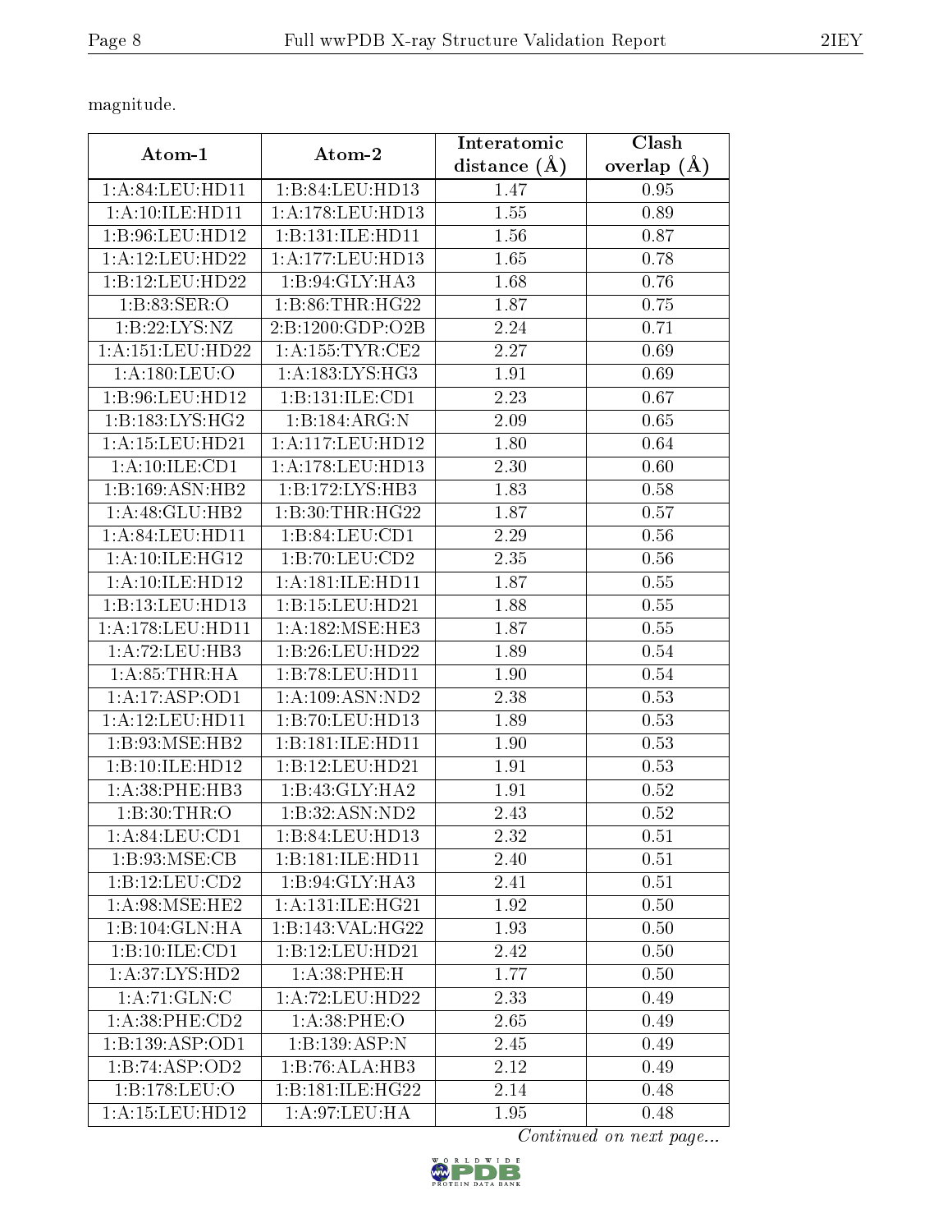magnitude.

| Atom-1 | Atom-2 | Interatomic distance (Å) | Clash overlap (Å) |
|---|---|---|---|
| 1:A:84:LEU:HD11 | 1:B:84:LEU:HD13 | 1.47 | 0.95 |
| 1:A:10:ILE:HD11 | 1:A:178:LEU:HD13 | 1.55 | 0.89 |
| 1:B:96:LEU:HD12 | 1:B:131:ILE:HD11 | 1.56 | 0.87 |
| 1:A:12:LEU:HD22 | 1:A:177:LEU:HD13 | 1.65 | 0.78 |
| 1:B:12:LEU:HD22 | 1:B:94:GLY:HA3 | 1.68 | 0.76 |
| 1:B:83:SER:O | 1:B:86:THR:HG22 | 1.87 | 0.75 |
| 1:B:22:LYS:NZ | 2:B:1200:GDP:O2B | 2.24 | 0.71 |
| 1:A:151:LEU:HD22 | 1:A:155:TYR:CE2 | 2.27 | 0.69 |
| 1:A:180:LEU:O | 1:A:183:LYS:HG3 | 1.91 | 0.69 |
| 1:B:96:LEU:HD12 | 1:B:131:ILE:CD1 | 2.23 | 0.67 |
| 1:B:183:LYS:HG2 | 1:B:184:ARG:N | 2.09 | 0.65 |
| 1:A:15:LEU:HD21 | 1:A:117:LEU:HD12 | 1.80 | 0.64 |
| 1:A:10:ILE:CD1 | 1:A:178:LEU:HD13 | 2.30 | 0.60 |
| 1:B:169:ASN:HB2 | 1:B:172:LYS:HB3 | 1.83 | 0.58 |
| 1:A:48:GLU:HB2 | 1:B:30:THR:HG22 | 1.87 | 0.57 |
| 1:A:84:LEU:HD11 | 1:B:84:LEU:CD1 | 2.29 | 0.56 |
| 1:A:10:ILE:HG12 | 1:B:70:LEU:CD2 | 2.35 | 0.56 |
| 1:A:10:ILE:HD12 | 1:A:181:ILE:HD11 | 1.87 | 0.55 |
| 1:B:13:LEU:HD13 | 1:B:15:LEU:HD21 | 1.88 | 0.55 |
| 1:A:178:LEU:HD11 | 1:A:182:MSE:HE3 | 1.87 | 0.55 |
| 1:A:72:LEU:HB3 | 1:B:26:LEU:HD22 | 1.89 | 0.54 |
| 1:A:85:THR:HA | 1:B:78:LEU:HD11 | 1.90 | 0.54 |
| 1:A:17:ASP:OD1 | 1:A:109:ASN:ND2 | 2.38 | 0.53 |
| 1:A:12:LEU:HD11 | 1:B:70:LEU:HD13 | 1.89 | 0.53 |
| 1:B:93:MSE:HB2 | 1:B:181:ILE:HD11 | 1.90 | 0.53 |
| 1:B:10:ILE:HD12 | 1:B:12:LEU:HD21 | 1.91 | 0.53 |
| 1:A:38:PHE:HB3 | 1:B:43:GLY:HA2 | 1.91 | 0.52 |
| 1:B:30:THR:O | 1:B:32:ASN:ND2 | 2.43 | 0.52 |
| 1:A:84:LEU:CD1 | 1:B:84:LEU:HD13 | 2.32 | 0.51 |
| 1:B:93:MSE:CB | 1:B:181:ILE:HD11 | 2.40 | 0.51 |
| 1:B:12:LEU:CD2 | 1:B:94:GLY:HA3 | 2.41 | 0.51 |
| 1:A:98:MSE:HE2 | 1:A:131:ILE:HG21 | 1.92 | 0.50 |
| 1:B:104:GLN:HA | 1:B:143:VAL:HG22 | 1.93 | 0.50 |
| 1:B:10:ILE:CD1 | 1:B:12:LEU:HD21 | 2.42 | 0.50 |
| 1:A:37:LYS:HD2 | 1:A:38:PHE:H | 1.77 | 0.50 |
| 1:A:71:GLN:C | 1:A:72:LEU:HD22 | 2.33 | 0.49 |
| 1:A:38:PHE:CD2 | 1:A:38:PHE:O | 2.65 | 0.49 |
| 1:B:139:ASP:OD1 | 1:B:139:ASP:N | 2.45 | 0.49 |
| 1:B:74:ASP:OD2 | 1:B:76:ALA:HB3 | 2.12 | 0.49 |
| 1:B:178:LEU:O | 1:B:181:ILE:HG22 | 2.14 | 0.48 |
| 1:A:15:LEU:HD12 | 1:A:97:LEU:HA | 1.95 | 0.48 |

*Continued on next page...*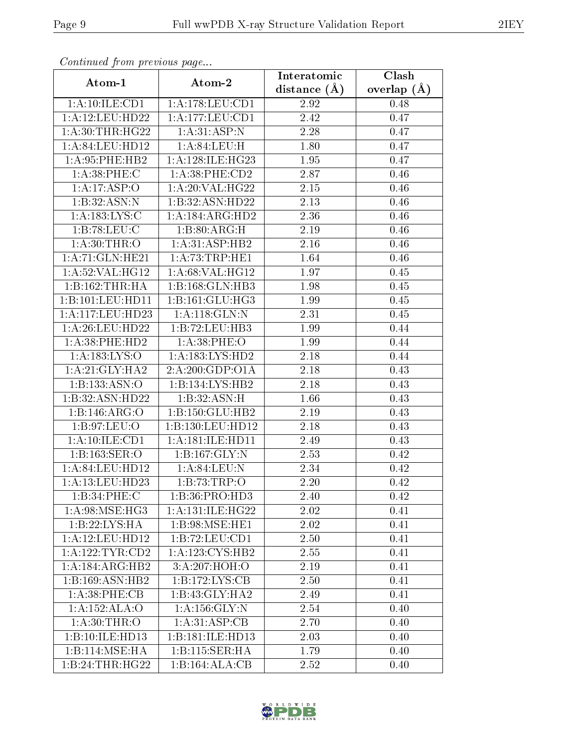*Continued from previous page...*

| Atom-1 | Atom-2 | Interatomic distance (Å) | Clash overlap (Å) |
|---|---|---|---|
| 1:A:10:ILE:CD1 | 1:A:178:LEU:CD1 | 2.92 | 0.48 |
| 1:A:12:LEU:HD22 | 1:A:177:LEU:CD1 | 2.42 | 0.47 |
| 1:A:30:THR:HG22 | 1:A:31:ASP:N | 2.28 | 0.47 |
| 1:A:84:LEU:HD12 | 1:A:84:LEU:H | 1.80 | 0.47 |
| 1:A:95:PHE:HB2 | 1:A:128:ILE:HG23 | 1.95 | 0.47 |
| 1:A:38:PHE:C | 1:A:38:PHE:CD2 | 2.87 | 0.46 |
| 1:A:17:ASP:O | 1:A:20:VAL:HG22 | 2.15 | 0.46 |
| 1:B:32:ASN:N | 1:B:32:ASN:HD22 | 2.13 | 0.46 |
| 1:A:183:LYS:C | 1:A:184:ARG:HD2 | 2.36 | 0.46 |
| 1:B:78:LEU:C | 1:B:80:ARG:H | 2.19 | 0.46 |
| 1:A:30:THR:O | 1:A:31:ASP:HB2 | 2.16 | 0.46 |
| 1:A:71:GLN:HE21 | 1:A:73:TRP:HE1 | 1.64 | 0.46 |
| 1:A:52:VAL:HG12 | 1:A:68:VAL:HG12 | 1.97 | 0.45 |
| 1:B:162:THR:HA | 1:B:168:GLN:HB3 | 1.98 | 0.45 |
| 1:B:101:LEU:HD11 | 1:B:161:GLU:HG3 | 1.99 | 0.45 |
| 1:A:117:LEU:HD23 | 1:A:118:GLN:N | 2.31 | 0.45 |
| 1:A:26:LEU:HD22 | 1:B:72:LEU:HB3 | 1.99 | 0.44 |
| 1:A:38:PHE:HD2 | 1:A:38:PHE:O | 1.99 | 0.44 |
| 1:A:183:LYS:O | 1:A:183:LYS:HD2 | 2.18 | 0.44 |
| 1:A:21:GLY:HA2 | 2:A:200:GDP:O1A | 2.18 | 0.43 |
| 1:B:133:ASN:O | 1:B:134:LYS:HB2 | 2.18 | 0.43 |
| 1:B:32:ASN:HD22 | 1:B:32:ASN:H | 1.66 | 0.43 |
| 1:B:146:ARG:O | 1:B:150:GLU:HB2 | 2.19 | 0.43 |
| 1:B:97:LEU:O | 1:B:130:LEU:HD12 | 2.18 | 0.43 |
| 1:A:10:ILE:CD1 | 1:A:181:ILE:HD11 | 2.49 | 0.43 |
| 1:B:163:SER:O | 1:B:167:GLY:N | 2.53 | 0.42 |
| 1:A:84:LEU:HD12 | 1:A:84:LEU:N | 2.34 | 0.42 |
| 1:A:13:LEU:HD23 | 1:B:73:TRP:O | 2.20 | 0.42 |
| 1:B:34:PHE:C | 1:B:36:PRO:HD3 | 2.40 | 0.42 |
| 1:A:98:MSE:HG3 | 1:A:131:ILE:HG22 | 2.02 | 0.41 |
| 1:B:22:LYS:HA | 1:B:98:MSE:HE1 | 2.02 | 0.41 |
| 1:A:12:LEU:HD12 | 1:B:72:LEU:CD1 | 2.50 | 0.41 |
| 1:A:122:TYR:CD2 | 1:A:123:CYS:HB2 | 2.55 | 0.41 |
| 1:A:184:ARG:HB2 | 3:A:207:HOH:O | 2.19 | 0.41 |
| 1:B:169:ASN:HB2 | 1:B:172:LYS:CB | 2.50 | 0.41 |
| 1:A:38:PHE:CB | 1:B:43:GLY:HA2 | 2.49 | 0.41 |
| 1:A:152:ALA:O | 1:A:156:GLY:N | 2.54 | 0.40 |
| 1:A:30:THR:O | 1:A:31:ASP:CB | 2.70 | 0.40 |
| 1:B:10:ILE:HD13 | 1:B:181:ILE:HD13 | 2.03 | 0.40 |
| 1:B:114:MSE:HA | 1:B:115:SER:HA | 1.79 | 0.40 |
| 1:B:24:THR:HG22 | 1:B:164:ALA:CB | 2.52 | 0.40 |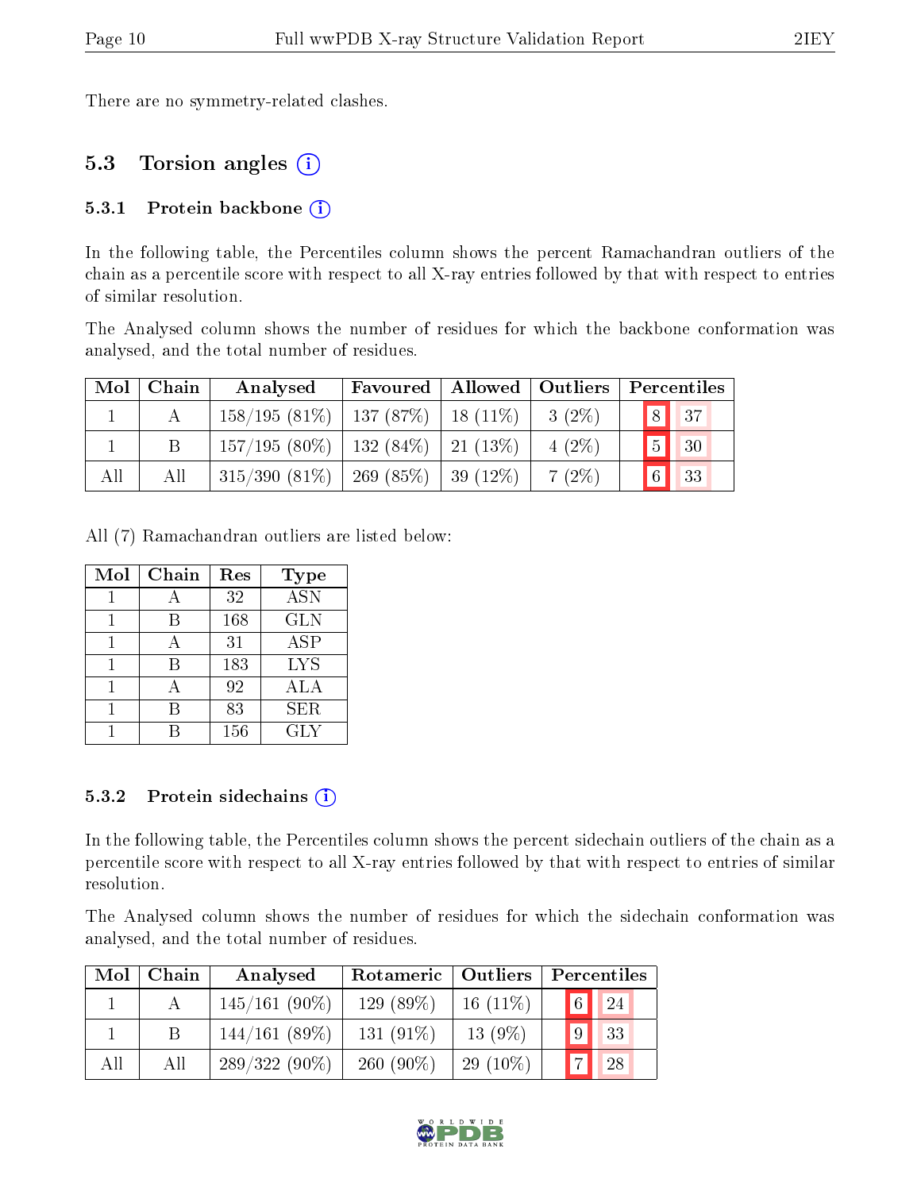There are no symmetry-related clashes.

## 5.3 Torsion angles

### 5.3.1 Protein backbone

In the following table, the Percentiles column shows the percent Ramachandran outliers of the chain as a percentile score with respect to all X-ray entries followed by that with respect to entries of similar resolution.

The Analysed column shows the number of residues for which the backbone conformation was analysed, and the total number of residues.

| Mol | Chain | Analysed | Favoured | Allowed | Outliers | Percentiles | |
|---|---|---|---|---|---|---|---|
| 1 | A | 158/195 (81%) | 137 (87%) | 18 (11%) | 3 (2%) | 8 | 37 |
| 1 | B | 157/195 (80%) | 132 (84%) | 21 (13%) | 4 (2%) | 5 | 30 |
| All | All | 315/390 (81%) | 269 (85%) | 39 (12%) | 7 (2%) | 6 | 33 |

All (7) Ramachandran outliers are listed below:

| Mol | Chain | Res | Type |
|---|---|---|---|
| 1 | A | 32 | ASN |
| 1 | B | 168 | GLN |
| 1 | A | 31 | ASP |
| 1 | B | 183 | LYS |
| 1 | A | 92 | ALA |
| 1 | B | 83 | SER |
| 1 | B | 156 | GLY |

### 5.3.2 Protein sidechains

In the following table, the Percentiles column shows the percent sidechain outliers of the chain as a percentile score with respect to all X-ray entries followed by that with respect to entries of similar resolution.

The Analysed column shows the number of residues for which the sidechain conformation was analysed, and the total number of residues.

| Mol | Chain | Analysed | Rotameric | Outliers | Percentiles | |
|---|---|---|---|---|---|---|
| 1 | A | 145/161 (90%) | 129 (89%) | 16 (11%) | 6 | 24 |
| 1 | B | 144/161 (89%) | 131 (91%) | 13 (9%) | 9 | 33 |
| All | All | 289/322 (90%) | 260 (90%) | 29 (10%) | 7 | 28 |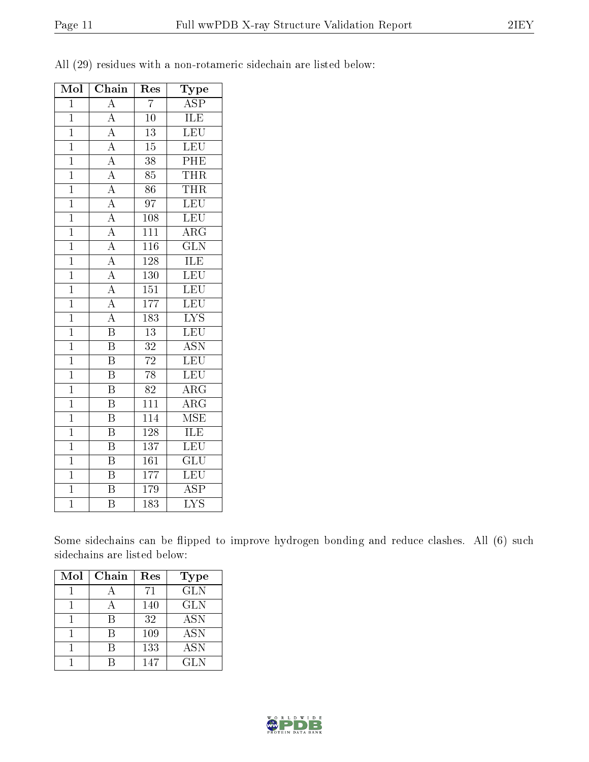All (29) residues with a non-rotameric sidechain are listed below:

| Mol | Chain | Res | Type |
|---|---|---|---|
| 1 | A | 7 | ASP |
| 1 | A | 10 | ILE |
| 1 | A | 13 | LEU |
| 1 | A | 15 | LEU |
| 1 | A | 38 | PHE |
| 1 | A | 85 | THR |
| 1 | A | 86 | THR |
| 1 | A | 97 | LEU |
| 1 | A | 108 | LEU |
| 1 | A | 111 | ARG |
| 1 | A | 116 | GLN |
| 1 | A | 128 | ILE |
| 1 | A | 130 | LEU |
| 1 | A | 151 | LEU |
| 1 | A | 177 | LEU |
| 1 | A | 183 | LYS |
| 1 | B | 13 | LEU |
| 1 | B | 32 | ASN |
| 1 | B | 72 | LEU |
| 1 | B | 78 | LEU |
| 1 | B | 82 | ARG |
| 1 | B | 111 | ARG |
| 1 | B | 114 | MSE |
| 1 | B | 128 | ILE |
| 1 | B | 137 | LEU |
| 1 | B | 161 | GLU |
| 1 | B | 177 | LEU |
| 1 | B | 179 | ASP |
| 1 | B | 183 | LYS |

Some sidechains can be flipped to improve hydrogen bonding and reduce clashes. All (6) such sidechains are listed below:

| Mol | Chain | Res | Type |
|---|---|---|---|
| 1 | A | 71 | GLN |
| 1 | A | 140 | GLN |
| 1 | B | 32 | ASN |
| 1 | B | 109 | ASN |
| 1 | B | 133 | ASN |
| 1 | B | 147 | GLN |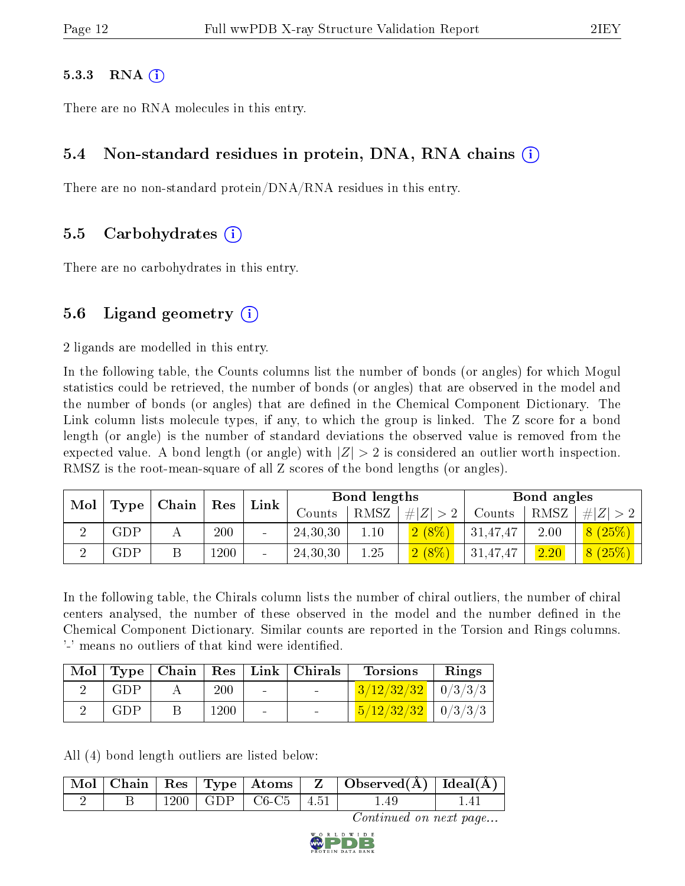#### 5.3.3 RNA

There are no RNA molecules in this entry.

### 5.4 Non-standard residues in protein, DNA, RNA chains

There are no non-standard protein/DNA/RNA residues in this entry.

### 5.5 Carbohydrates

There are no carbohydrates in this entry.

### 5.6 Ligand geometry

2 ligands are modelled in this entry.

In the following table, the Counts columns list the number of bonds (or angles) for which Mogul statistics could be retrieved, the number of bonds (or angles) that are observed in the model and the number of bonds (or angles) that are defined in the Chemical Component Dictionary. The Link column lists molecule types, if any, to which the group is linked. The Z score for a bond length (or angle) is the number of standard deviations the observed value is removed from the expected value. A bond length (or angle) with $|Z| > 2$ is considered an outlier worth inspection. RMSZ is the root-mean-square of all Z scores of the bond lengths (or angles).

| Mol | Type | Chain | Res | Link | Bond lengths | | | Bond angles | | |
|---|---|---|---|---|---|---|---|---|---|---|
| | | | | | Counts | RMSZ | #\|Z\| > 2 | Counts | RMSZ | #\|Z\| > 2 |
| 2 | GDP | A | 200 | - | 24,30,30 | 1.10 | 2 (8%) | 31,47,47 | 2.00 | 8 (25%) |
| 2 | GDP | B | 1200 | - | 24,30,30 | 1.25 | 2 (8%) | 31,47,47 | 2.20 | 8 (25%) |

In the following table, the Chirals column lists the number of chiral outliers, the number of chiral centers analysed, the number of these observed in the model and the number defined in the Chemical Component Dictionary. Similar counts are reported in the Torsion and Rings columns. '-' means no outliers of that kind were identified.

| Mol | Type | Chain | Res | Link | Chirals | Torsions | Rings |
|---|---|---|---|---|---|---|---|
| 2 | GDP | A | 200 | - | - | 3/12/32/32 | 0/3/3/3 |
| 2 | GDP | B | 1200 | - | - | 5/12/32/32 | 0/3/3/3 |

All (4) bond length outliers are listed below:

| Mol | Chain | Res | Type | Atoms | Z | Observed(Å) | Ideal(Å) |
|---|---|---|---|---|---|---|---|
| 2 | B | 1200 | GDP | C6-C5 | 4.51 | 1.49 | 1.41 |

*Continued on next page...*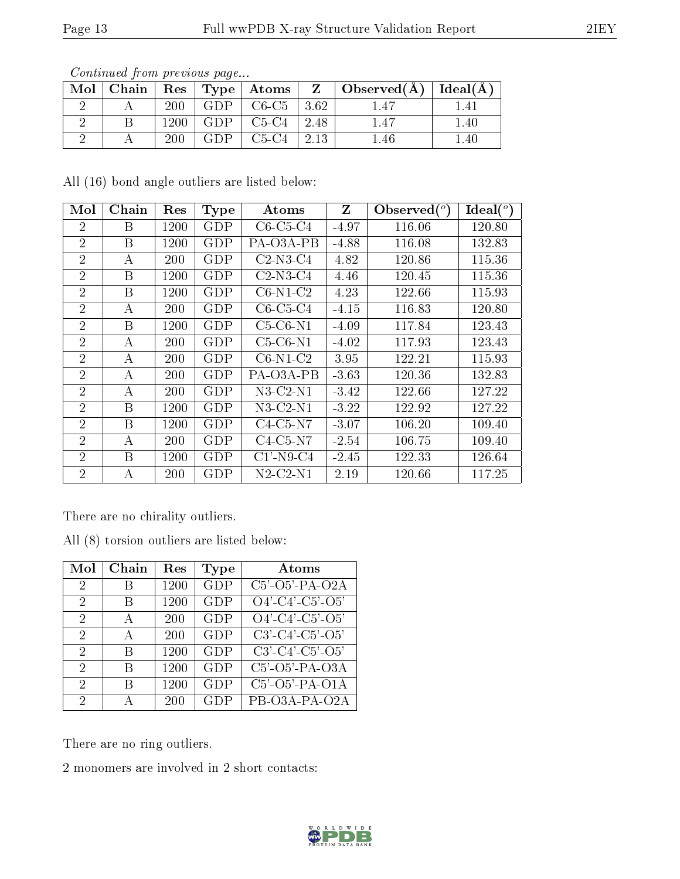*Continued from previous page...*

| Mol | Chain | Res | Type | Atoms | Z | Observed(Å) | Ideal(Å) |
|---|---|---|---|---|---|---|---|
| 2 | A | 200 | GDP | C6-C5 | 3.62 | 1.47 | 1.41 |
| 2 | B | 1200 | GDP | C5-C4 | 2.48 | 1.47 | 1.40 |
| 2 | A | 200 | GDP | C5-C4 | 2.13 | 1.46 | 1.40 |

All (16) bond angle outliers are listed below:

| Mol | Chain | Res | Type | Atoms | Z | Observed(°) | Ideal(°) |
|---|---|---|---|---|---|---|---|
| 2 | B | 1200 | GDP | C6-C5-C4 | -4.97 | 116.06 | 120.80 |
| 2 | B | 1200 | GDP | PA-O3A-PB | -4.88 | 116.08 | 132.83 |
| 2 | A | 200 | GDP | C2-N3-C4 | 4.82 | 120.86 | 115.36 |
| 2 | B | 1200 | GDP | C2-N3-C4 | 4.46 | 120.45 | 115.36 |
| 2 | B | 1200 | GDP | C6-N1-C2 | 4.23 | 122.66 | 115.93 |
| 2 | A | 200 | GDP | C6-C5-C4 | -4.15 | 116.83 | 120.80 |
| 2 | B | 1200 | GDP | C5-C6-N1 | -4.09 | 117.84 | 123.43 |
| 2 | A | 200 | GDP | C5-C6-N1 | -4.02 | 117.93 | 123.43 |
| 2 | A | 200 | GDP | C6-N1-C2 | 3.95 | 122.21 | 115.93 |
| 2 | A | 200 | GDP | PA-O3A-PB | -3.63 | 120.36 | 132.83 |
| 2 | A | 200 | GDP | N3-C2-N1 | -3.42 | 122.66 | 127.22 |
| 2 | B | 1200 | GDP | N3-C2-N1 | -3.22 | 122.92 | 127.22 |
| 2 | B | 1200 | GDP | C4-C5-N7 | -3.07 | 106.20 | 109.40 |
| 2 | A | 200 | GDP | C4-C5-N7 | -2.54 | 106.75 | 109.40 |
| 2 | B | 1200 | GDP | C1'-N9-C4 | -2.45 | 122.33 | 126.64 |
| 2 | A | 200 | GDP | N2-C2-N1 | 2.19 | 120.66 | 117.25 |

There are no chirality outliers.

All (8) torsion outliers are listed below:

| Mol | Chain | Res | Type | Atoms |
|---|---|---|---|---|
| 2 | B | 1200 | GDP | C5'-O5'-PA-O2A |
| 2 | B | 1200 | GDP | O4'-C4'-C5'-O5' |
| 2 | A | 200 | GDP | O4'-C4'-C5'-O5' |
| 2 | A | 200 | GDP | C3'-C4'-C5'-O5' |
| 2 | B | 1200 | GDP | C3'-C4'-C5'-O5' |
| 2 | B | 1200 | GDP | C5'-O5'-PA-O3A |
| 2 | B | 1200 | GDP | C5'-O5'-PA-O1A |
| 2 | A | 200 | GDP | PB-O3A-PA-O2A |

There are no ring outliers.

2 monomers are involved in 2 short contacts: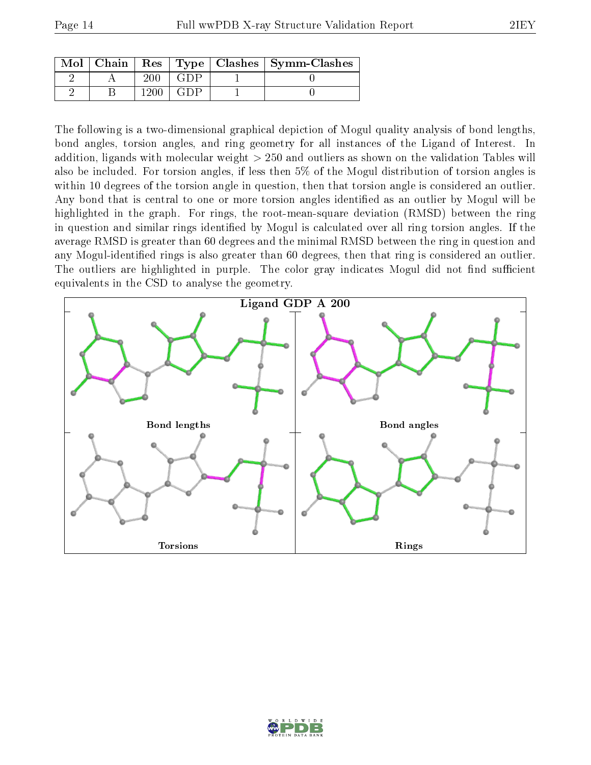| Mol | Chain | Res | Type | Clashes | Symm-Clashes |
|---|---|---|---|---|---|
| 2 | A | 200 | GDP | 1 | 0 |
| 2 | B | 1200 | GDP | 1 | 0 |

The following is a two-dimensional graphical depiction of Mogul quality analysis of bond lengths, bond angles, torsion angles, and ring geometry for all instances of the Ligand of Interest. In addition, ligands with molecular weight > 250 and outliers as shown on the validation Tables will also be included. For torsion angles, if less then 5% of the Mogul distribution of torsion angles is within 10 degrees of the torsion angle in question, then that torsion angle is considered an outlier. Any bond that is central to one or more torsion angles identified as an outlier by Mogul will be highlighted in the graph. For rings, the root-mean-square deviation (RMSD) between the ring in question and similar rings identified by Mogul is calculated over all ring torsion angles. If the average RMSD is greater than 60 degrees and the minimal RMSD between the ring in question and any Mogul-identified rings is also greater than 60 degrees, then that ring is considered an outlier. The outliers are highlighted in purple. The color gray indicates Mogul did not find sufficient equivalents in the CSD to analyse the geometry.

Ligand GDP A 200

Bond lengths

Bond angles

Torsions

Rings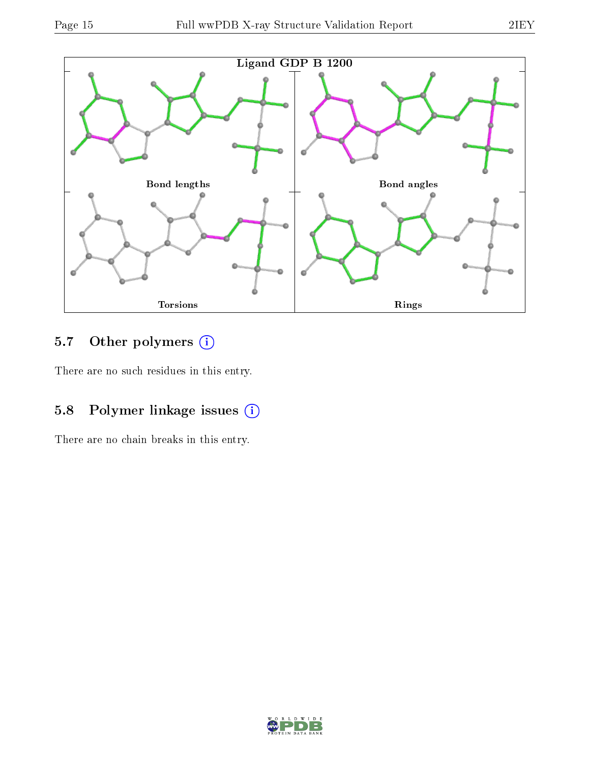Ligand GDP B 1200

Bond lengths

Bond angles

Torsions

Rings

## 5.7 Other polymers (i)

There are no such residues in this entry.

## 5.8 Polymer linkage issues (i)

There are no chain breaks in this entry.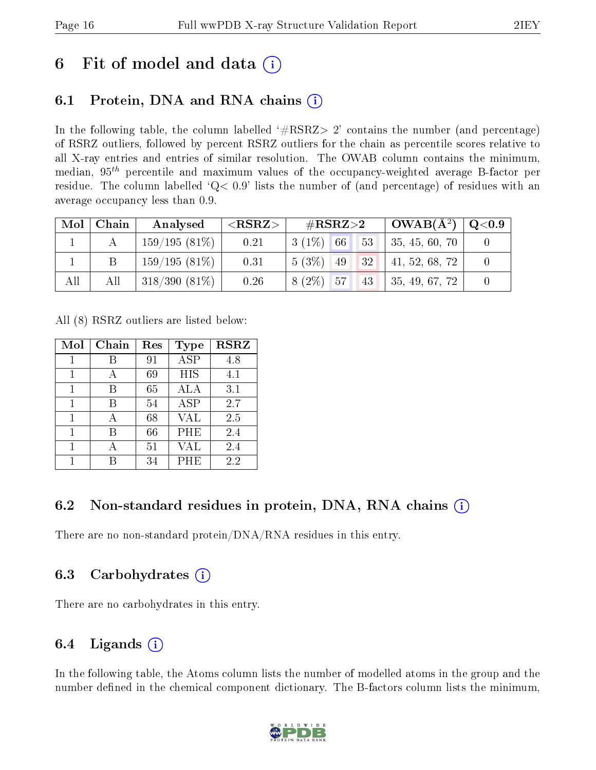# 6 Fit of model and data

## 6.1 Protein, DNA and RNA chains

In the following table, the column labelled '#RSRZ> 2' contains the number (and percentage) of RSRZ outliers, followed by percent RSRZ outliers for the chain as percentile scores relative to all X-ray entries and entries of similar resolution. The OWAB column contains the minimum, median, $95^{th}$ percentile and maximum values of the occupancy-weighted average B-factor per residue. The column labelled 'Q< 0.9' lists the number of (and percentage) of residues with an average occupancy less than 0.9.

| Mol | Chain | Analysed | <RSRZ> | #RSRZ>2 | | | OWAB(Å$^2$) | Q<0.9 |
|---|---|---|---|---|---|---|---|---|
| 1 | A | 159/195 (81%) | 0.21 | 3 (1%) | 66 | 53 | 35, 45, 60, 70 | 0 |
| 1 | B | 159/195 (81%) | 0.31 | 5 (3%) | 49 | 32 | 41, 52, 68, 72 | 0 |
| All | All | 318/390 (81%) | 0.26 | 8 (2%) | 57 | 43 | 35, 49, 67, 72 | 0 |

All (8) RSRZ outliers are listed below:

| Mol | Chain | Res | Type | RSRZ |
|---|---|---|---|---|
| 1 | B | 91 | ASP | 4.8 |
| 1 | A | 69 | HIS | 4.1 |
| 1 | B | 65 | ALA | 3.1 |
| 1 | B | 54 | ASP | 2.7 |
| 1 | A | 68 | VAL | 2.5 |
| 1 | B | 66 | PHE | 2.4 |
| 1 | A | 51 | VAL | 2.4 |
| 1 | B | 34 | PHE | 2.2 |

## 6.2 Non-standard residues in protein, DNA, RNA chains

There are no non-standard protein/DNA/RNA residues in this entry.

## 6.3 Carbohydrates

There are no carbohydrates in this entry.

## 6.4 Ligands

In the following table, the Atoms column lists the number of modelled atoms in the group and the number defined in the chemical component dictionary. The B-factors column lists the minimum,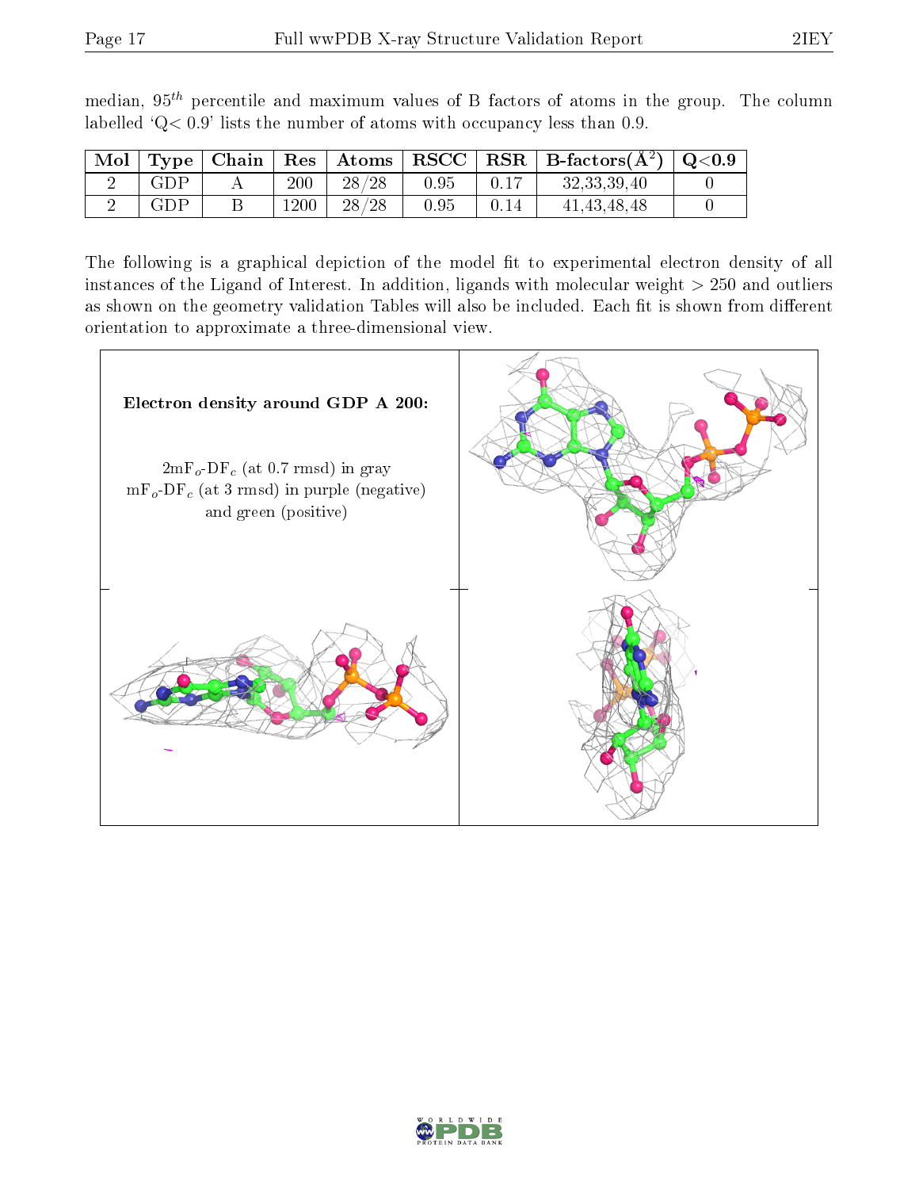median, $95^{th}$ percentile and maximum values of B factors of atoms in the group. The column labelled 'Q< 0.9' lists the number of atoms with occupancy less than 0.9.

| Mol | Type | Chain | Res | Atoms | RSCC | RSR | B-factors($Å^2$) | Q<0.9 |
|---|---|---|---|---|---|---|---|---|
| 2 | GDP | A | 200 | 28/28 | 0.95 | 0.17 | 32,33,39,40 | 0 |
| 2 | GDP | B | 1200 | 28/28 | 0.95 | 0.14 | 41,43,48,48 | 0 |

The following is a graphical depiction of the model fit to experimental electron density of all instances of the Ligand of Interest. In addition, ligands with molecular weight > 250 and outliers as shown on the geometry validation Tables will also be included. Each fit is shown from different orientation to approximate a three-dimensional view.

**Electron density around GDP A 200:**

$2mF_o$-$DF_c$ (at 0.7 rmsd) in gray
$mF_o$-$DF_c$ (at 3 rmsd) in purple (negative) and green (positive)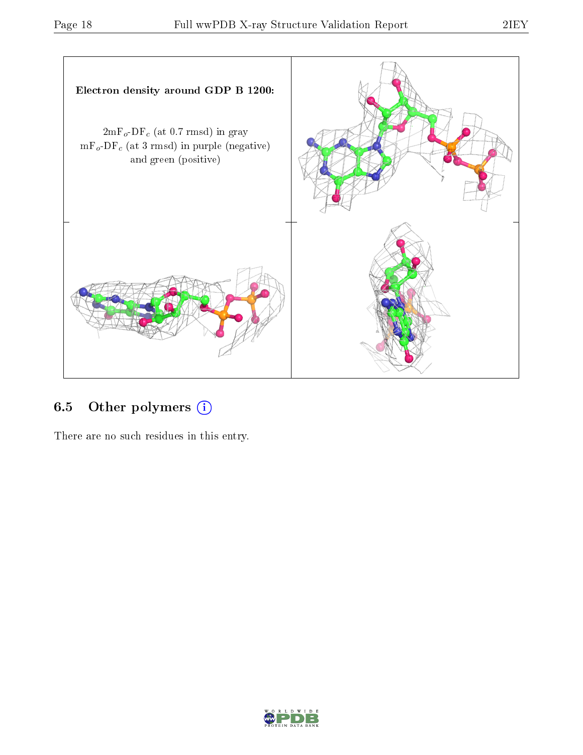**Electron density around GDP B 1200:**

$2mF_o$-$DF_c$ (at 0.7 rmsd) in gray
$mF_o$-$DF_c$ (at 3 rmsd) in purple (negative)
and green (positive)

## 6.5 Other polymers

There are no such residues in this entry.